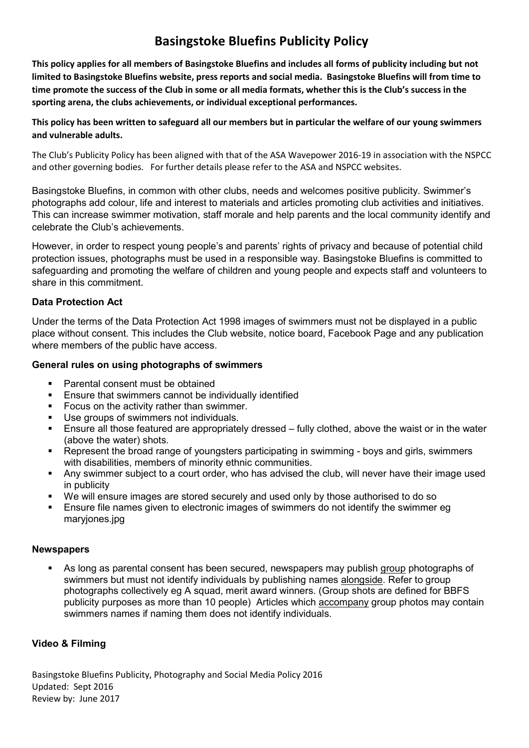# Basingstoke Bluefins Publicity Policy

**This policy applies for all members of Basingstoke Bluefins and includes all forms of publicity including but not limited to Basingstoke Bluefins website, press reports and social media. Basingstoke Bluefins will from time to time promote the success of the Club in some or all media formats, whether this is the Club's success in the sporting arena, the clubs achievements, or individual exceptional performances.**

**This policy has been written to safeguard all our members but in particular the welfare of our young swimmers and vulnerable adults.**

The Club's Publicity Policy has been aligned with that of the ASA Wavepower 2016-19 in association with the NSPCC and other governing bodies. For further details please refer to the ASA and NSPCC websites.

Basingstoke Bluefins, in common with other clubs, needs and welcomes positive publicity. Swimmer's photographs add colour, life and interest to materials and articles promoting club activities and initiatives. This can increase swimmer motivation, staff morale and help parents and the local community identify and celebrate the Club's achievements.

However, in order to respect young people's and parents' rights of privacy and because of potential child protection issues, photographs must be used in a responsible way. Basingstoke Bluefins is committed to safeguarding and promoting the welfare of children and young people and expects staff and volunteers to share in this commitment.

### Data Protection Act

Under the terms of the Data Protection Act 1998 images of swimmers must not be displayed in a public place without consent. This includes the Club website, notice board, Facebook Page and any publication where members of the public have access.

### General rules on using photographs of swimmers

- Parental consent must be obtained
- Ensure that swimmers cannot be individually identified
- Focus on the activity rather than swimmer.
- Use groups of swimmers not individuals.
- Ensure all those featured are appropriately dressed – fully clothed, above the waist or in the water (above the water) shots.
- Represent the broad range of youngsters participating in swimming - boys and girls, swimmers with disabilities, members of minority ethnic communities.
- Any swimmer subject to a court order, who has advised the club, will never have their image used in publicity
- We will ensure images are stored securely and used only by those authorised to do so
- Ensure file names given to electronic images of swimmers do not identify the swimmer eg maryjones.jpg

### Newspapers

- As long as parental consent has been secured, newspapers may publish group photographs of swimmers but must not identify individuals by publishing names alongside. Refer to group photographs collectively eg A squad, merit award winners. (Group shots are defined for BBFS publicity purposes as more than 10 people) Articles which accompany group photos may contain swimmers names if naming them does not identify individuals.

### Video & Filming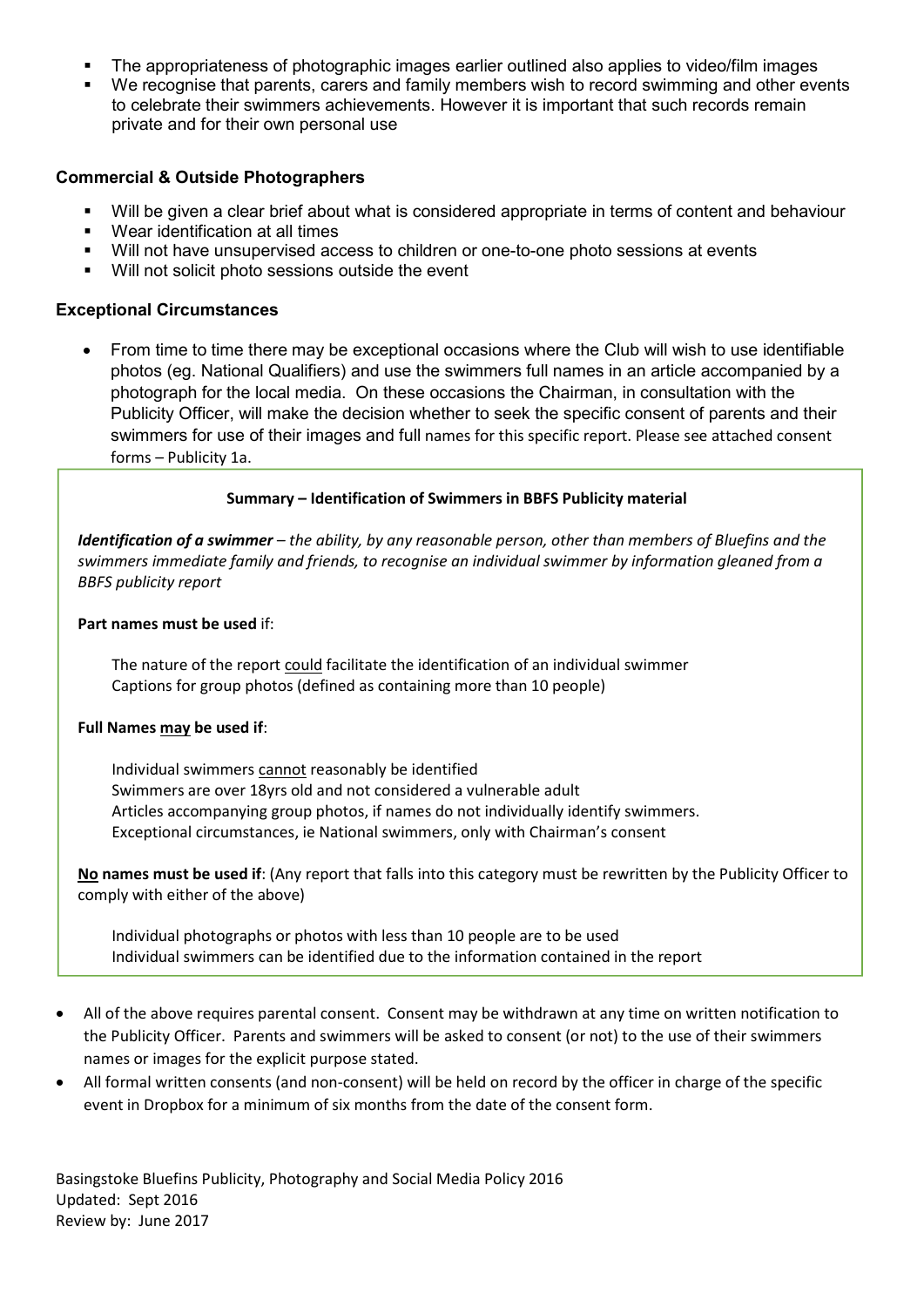- The appropriateness of photographic images earlier outlined also applies to video/film images
- We recognise that parents, carers and family members wish to record swimming and other events to celebrate their swimmers achievements. However it is important that such records remain private and for their own personal use

### Commercial & Outside Photographers

- Will be given a clear brief about what is considered appropriate in terms of content and behaviour
- Wear identification at all times
- Will not have unsupervised access to children or one-to-one photo sessions at events
- Will not solicit photo sessions outside the event

### Exceptional Circumstances

- From time to time there may be exceptional occasions where the Club will wish to use identifiable photos (eg. National Qualifiers) and use the swimmers full names in an article accompanied by a photograph for the local media. On these occasions the Chairman, in consultation with the Publicity Officer, will make the decision whether to seek the specific consent of parents and their swimmers for use of their images and full names for this specific report. Please see attached consent forms – Publicity 1a.

**Summary – Identification of Swimmers in BBFS Publicity material**

***Identification of a swimmer*** *– the ability, by any reasonable person, other than members of Bluefins and the swimmers immediate family and friends, to recognise an individual swimmer by information gleaned from a BBFS publicity report*

**Part names must be used** if:

The nature of the report <u>could</u> facilitate the identification of an individual swimmer
Captions for group photos (defined as containing more than 10 people)

**Full Names <u>may</u> be used if**:

Individual swimmers <u>cannot</u> reasonably be identified
Swimmers are over 18yrs old and not considered a vulnerable adult
Articles accompanying group photos, if names do not individually identify swimmers.
Exceptional circumstances, ie National swimmers, only with Chairman's consent

**<u>No</u> names must be used if**: (Any report that falls into this category must be rewritten by the Publicity Officer to comply with either of the above)

Individual photographs or photos with less than 10 people are to be used
Individual swimmers can be identified due to the information contained in the report

- All of the above requires parental consent. Consent may be withdrawn at any time on written notification to the Publicity Officer. Parents and swimmers will be asked to consent (or not) to the use of their swimmers names or images for the explicit purpose stated.
- All formal written consents (and non-consent) will be held on record by the officer in charge of the specific event in Dropbox for a minimum of six months from the date of the consent form.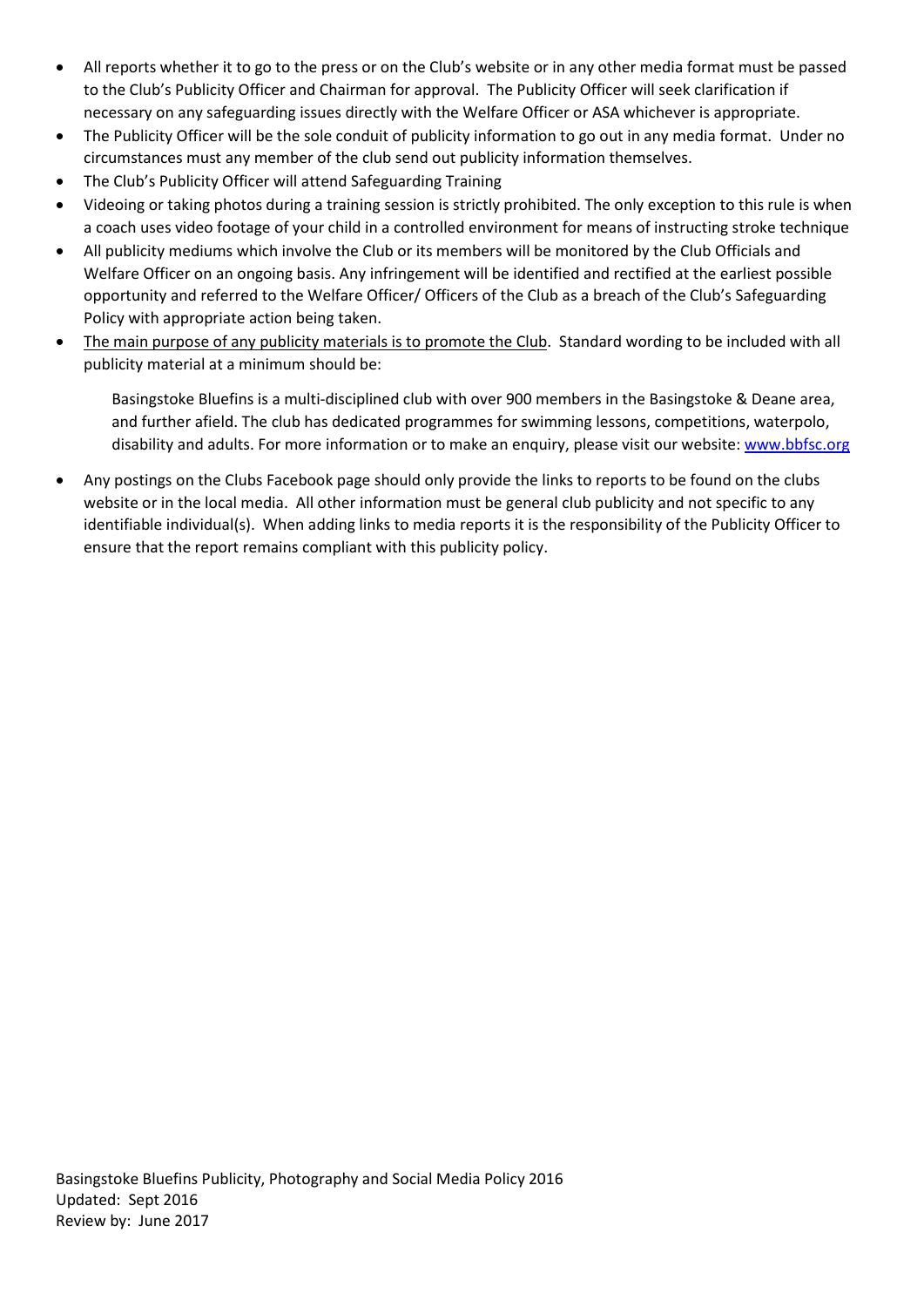- All reports whether it to go to the press or on the Club's website or in any other media format must be passed to the Club's Publicity Officer and Chairman for approval. The Publicity Officer will seek clarification if necessary on any safeguarding issues directly with the Welfare Officer or ASA whichever is appropriate.
- The Publicity Officer will be the sole conduit of publicity information to go out in any media format. Under no circumstances must any member of the club send out publicity information themselves.
- The Club's Publicity Officer will attend Safeguarding Training
- Videoing or taking photos during a training session is strictly prohibited. The only exception to this rule is when a coach uses video footage of your child in a controlled environment for means of instructing stroke technique
- All publicity mediums which involve the Club or its members will be monitored by the Club Officials and Welfare Officer on an ongoing basis. Any infringement will be identified and rectified at the earliest possible opportunity and referred to the Welfare Officer/ Officers of the Club as a breach of the Club's Safeguarding Policy with appropriate action being taken.
- <u>The main purpose of any publicity materials is to promote the Club</u>. Standard wording to be included with all publicity material at a minimum should be:

  Basingstoke Bluefins is a multi-disciplined club with over 900 members in the Basingstoke & Deane area, and further afield. The club has dedicated programmes for swimming lessons, competitions, waterpolo, disability and adults. For more information or to make an enquiry, please visit our website: [www.bbfsc.org](http://www.bbfsc.org)

- Any postings on the Clubs Facebook page should only provide the links to reports to be found on the clubs website or in the local media. All other information must be general club publicity and not specific to any identifiable individual(s). When adding links to media reports it is the responsibility of the Publicity Officer to ensure that the report remains compliant with this publicity policy.

Basingstoke Bluefins Publicity, Photography and Social Media Policy 2016
Updated: Sept 2016
Review by: June 2017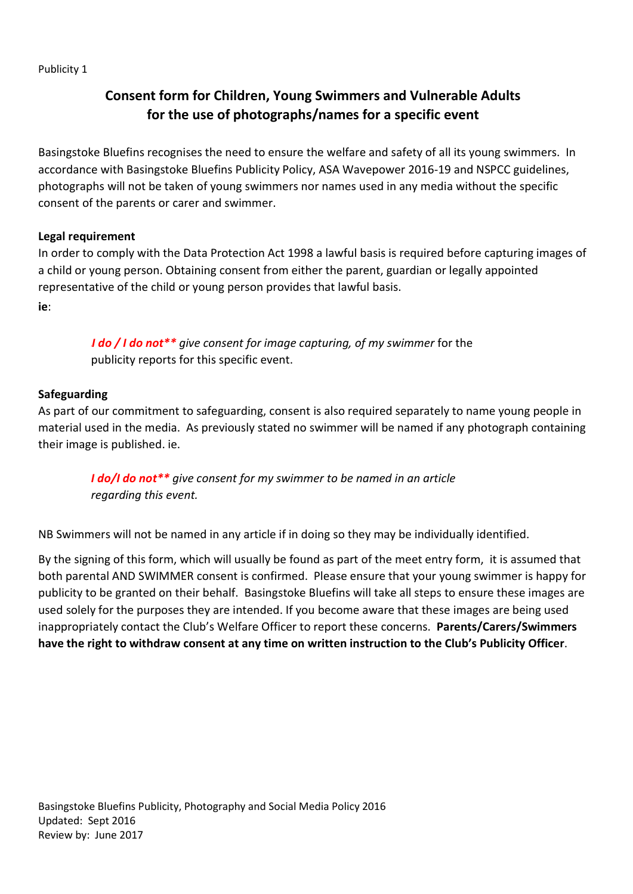Publicity 1

# Consent form for Children, Young Swimmers and Vulnerable Adults for the use of photographs/names for a specific event

Basingstoke Bluefins recognises the need to ensure the welfare and safety of all its young swimmers. In accordance with Basingstoke Bluefins Publicity Policy, ASA Wavepower 2016-19 and NSPCC guidelines, photographs will not be taken of young swimmers nor names used in any media without the specific consent of the parents or carer and swimmer.

**Legal requirement**

In order to comply with the Data Protection Act 1998 a lawful basis is required before capturing images of a child or young person. Obtaining consent from either the parent, guardian or legally appointed representative of the child or young person provides that lawful basis.

**ie**:

> ***I do / I do not**** *give consent for image capturing, of my swimmer* for the publicity reports for this specific event.

**Safeguarding**

As part of our commitment to safeguarding, consent is also required separately to name young people in material used in the media. As previously stated no swimmer will be named if any photograph containing their image is published. ie.

> ***I do/I do not**** *give consent for my swimmer to be named in an article regarding this event.*

NB Swimmers will not be named in any article if in doing so they may be individually identified.

By the signing of this form, which will usually be found as part of the meet entry form, it is assumed that both parental AND SWIMMER consent is confirmed. Please ensure that your young swimmer is happy for publicity to be granted on their behalf. Basingstoke Bluefins will take all steps to ensure these images are used solely for the purposes they are intended. If you become aware that these images are being used inappropriately contact the Club's Welfare Officer to report these concerns. **Parents/Carers/Swimmers have the right to withdraw consent at any time on written instruction to the Club's Publicity Officer**.

Basingstoke Bluefins Publicity, Photography and Social Media Policy 2016
Updated: Sept 2016
Review by: June 2017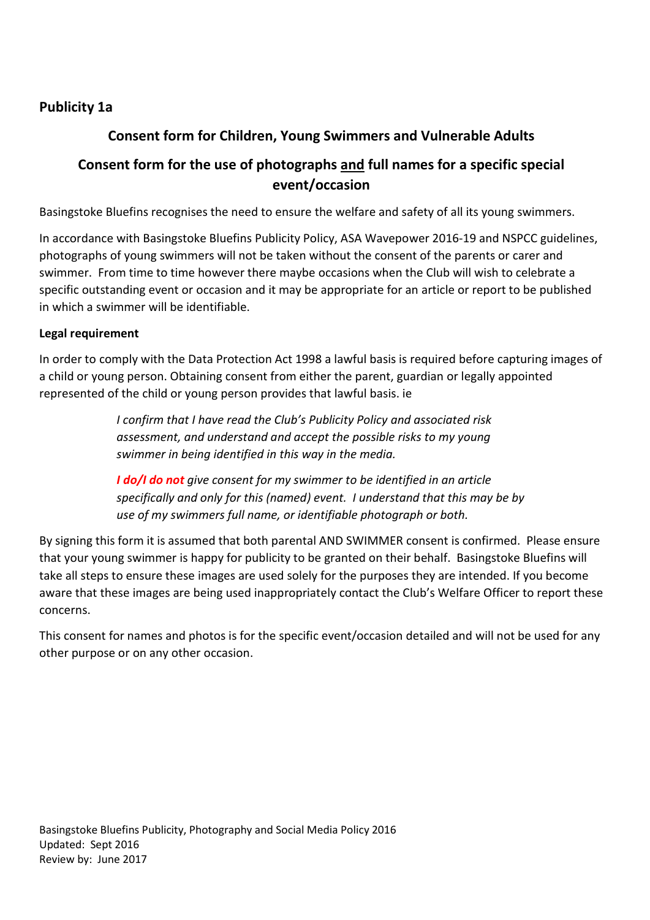## Publicity 1a

### Consent form for Children, Young Swimmers and Vulnerable Adults

### Consent form for the use of photographs <u>and</u> full names for a specific special event/occasion

Basingstoke Bluefins recognises the need to ensure the welfare and safety of all its young swimmers.

In accordance with Basingstoke Bluefins Publicity Policy, ASA Wavepower 2016-19 and NSPCC guidelines, photographs of young swimmers will not be taken without the consent of the parents or carer and swimmer. From time to time however there maybe occasions when the Club will wish to celebrate a specific outstanding event or occasion and it may be appropriate for an article or report to be published in which a swimmer will be identifiable.

**Legal requirement**

In order to comply with the Data Protection Act 1998 a lawful basis is required before capturing images of a child or young person. Obtaining consent from either the parent, guardian or legally appointed represented of the child or young person provides that lawful basis. ie

> *I confirm that I have read the Club's Publicity Policy and associated risk assessment, and understand and accept the possible risks to my young swimmer in being identified in this way in the media.*
>
> ***I do/I do not*** *give consent for my swimmer to be identified in an article specifically and only for this (named) event. I understand that this may be by use of my swimmers full name, or identifiable photograph or both.*

By signing this form it is assumed that both parental AND SWIMMER consent is confirmed. Please ensure that your young swimmer is happy for publicity to be granted on their behalf. Basingstoke Bluefins will take all steps to ensure these images are used solely for the purposes they are intended. If you become aware that these images are being used inappropriately contact the Club's Welfare Officer to report these concerns.

This consent for names and photos is for the specific event/occasion detailed and will not be used for any other purpose or on any other occasion.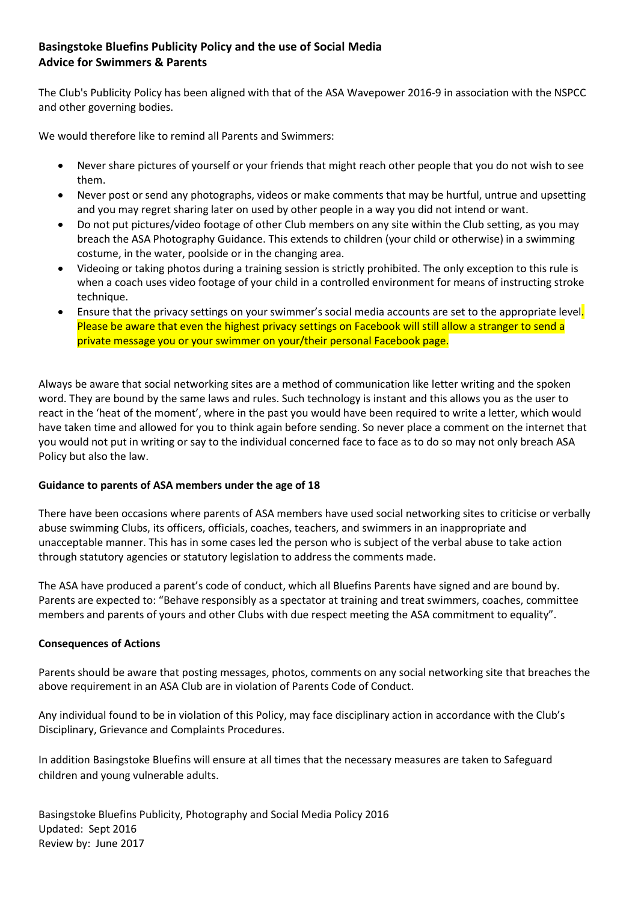**Basingstoke Bluefins Publicity Policy and the use of Social Media**
**Advice for Swimmers & Parents**

The Club's Publicity Policy has been aligned with that of the ASA Wavepower 2016-9 in association with the NSPCC and other governing bodies.

We would therefore like to remind all Parents and Swimmers:

- Never share pictures of yourself or your friends that might reach other people that you do not wish to see them.
- Never post or send any photographs, videos or make comments that may be hurtful, untrue and upsetting and you may regret sharing later on used by other people in a way you did not intend or want.
- Do not put pictures/video footage of other Club members on any site within the Club setting, as you may breach the ASA Photography Guidance. This extends to children (your child or otherwise) in a swimming costume, in the water, poolside or in the changing area.
- Videoing or taking photos during a training session is strictly prohibited. The only exception to this rule is when a coach uses video footage of your child in a controlled environment for means of instructing stroke technique.
- Ensure that the privacy settings on your swimmer's social media accounts are set to the appropriate level. Please be aware that even the highest privacy settings on Facebook will still allow a stranger to send a private message you or your swimmer on your/their personal Facebook page.

Always be aware that social networking sites are a method of communication like letter writing and the spoken word. They are bound by the same laws and rules. Such technology is instant and this allows you as the user to react in the 'heat of the moment', where in the past you would have been required to write a letter, which would have taken time and allowed for you to think again before sending. So never place a comment on the internet that you would not put in writing or say to the individual concerned face to face as to do so may not only breach ASA Policy but also the law.

**Guidance to parents of ASA members under the age of 18**

There have been occasions where parents of ASA members have used social networking sites to criticise or verbally abuse swimming Clubs, its officers, officials, coaches, teachers, and swimmers in an inappropriate and unacceptable manner. This has in some cases led the person who is subject of the verbal abuse to take action through statutory agencies or statutory legislation to address the comments made.

The ASA have produced a parent's code of conduct, which all Bluefins Parents have signed and are bound by. Parents are expected to: "Behave responsibly as a spectator at training and treat swimmers, coaches, committee members and parents of yours and other Clubs with due respect meeting the ASA commitment to equality".

**Consequences of Actions**

Parents should be aware that posting messages, photos, comments on any social networking site that breaches the above requirement in an ASA Club are in violation of Parents Code of Conduct.

Any individual found to be in violation of this Policy, may face disciplinary action in accordance with the Club's Disciplinary, Grievance and Complaints Procedures.

In addition Basingstoke Bluefins will ensure at all times that the necessary measures are taken to Safeguard children and young vulnerable adults.

Basingstoke Bluefins Publicity, Photography and Social Media Policy 2016
Updated: Sept 2016
Review by: June 2017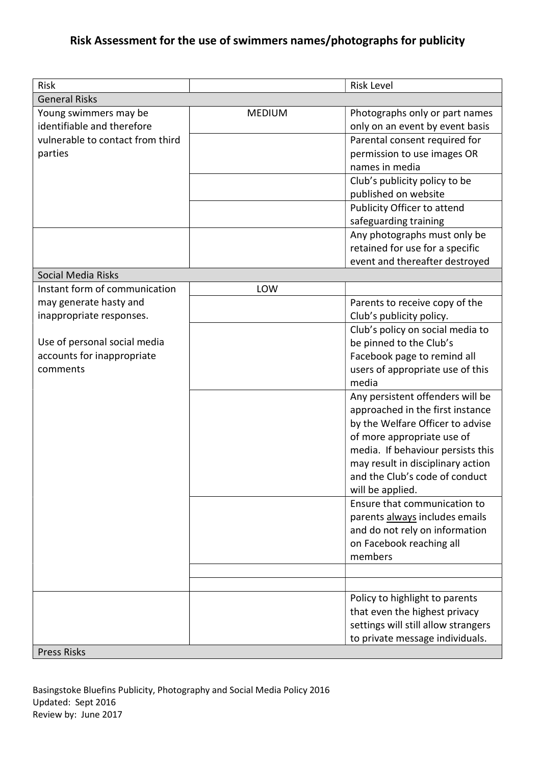## Risk Assessment for the use of swimmers names/photographs for publicity

| Risk | | Risk Level |
|---|---|---|
| General Risks | | |
| Young swimmers may be identifiable and therefore vulnerable to contact from third parties | MEDIUM | Photographs only or part names only on an event by event basis |
| | | Parental consent required for permission to use images OR names in media |
| | | Club's publicity policy to be published on website |
| | | Publicity Officer to attend safeguarding training |
| | | Any photographs must only be retained for use for a specific event and thereafter destroyed |
| Social Media Risks | | |
| Instant form of communication may generate hasty and inappropriate responses.<br><br>Use of personal social media accounts for inappropriate comments | LOW | |
| | | Parents to receive copy of the Club's publicity policy. |
| | | Club's policy on social media to be pinned to the Club's Facebook page to remind all users of appropriate use of this media |
| | | Any persistent offenders will be approached in the first instance by the Welfare Officer to advise of more appropriate use of media. If behaviour persists this may result in disciplinary action and the Club's code of conduct will be applied. |
| | | Ensure that communication to parents always includes emails and do not rely on information on Facebook reaching all members |
| | | |
| | | |
| | | Policy to highlight to parents that even the highest privacy settings will still allow strangers to private message individuals. |
| Press Risks | | |

Basingstoke Bluefins Publicity, Photography and Social Media Policy 2016
Updated: Sept 2016
Review by: June 2017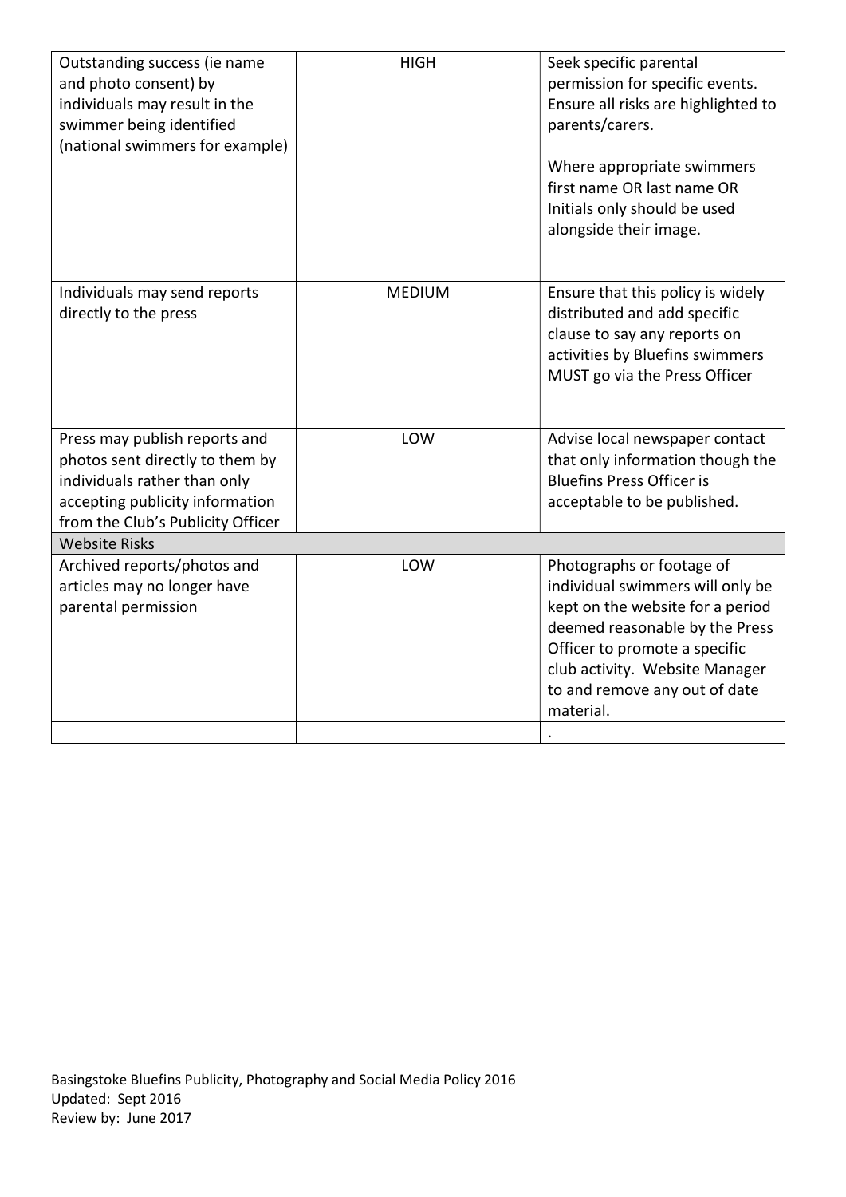| | | |
|---|---|---|
| Outstanding success (ie name and photo consent) by individuals may result in the swimmer being identified (national swimmers for example) | HIGH | Seek specific parental permission for specific events. Ensure all risks are highlighted to parents/carers.<br><br>Where appropriate swimmers first name OR last name OR Initials only should be used alongside their image. |
| Individuals may send reports directly to the press | MEDIUM | Ensure that this policy is widely distributed and add specific clause to say any reports on activities by Bluefins swimmers MUST go via the Press Officer |
| Press may publish reports and photos sent directly to them by individuals rather than only accepting publicity information from the Club's Publicity Officer | LOW | Advise local newspaper contact that only information though the Bluefins Press Officer is acceptable to be published. |
| Website Risks | | |
| Archived reports/photos and articles may no longer have parental permission | LOW | Photographs or footage of individual swimmers will only be kept on the website for a period deemed reasonable by the Press Officer to promote a specific club activity. Website Manager to and remove any out of date material. |
| | | . |

Basingstoke Bluefins Publicity, Photography and Social Media Policy 2016
Updated: Sept 2016
Review by: June 2017